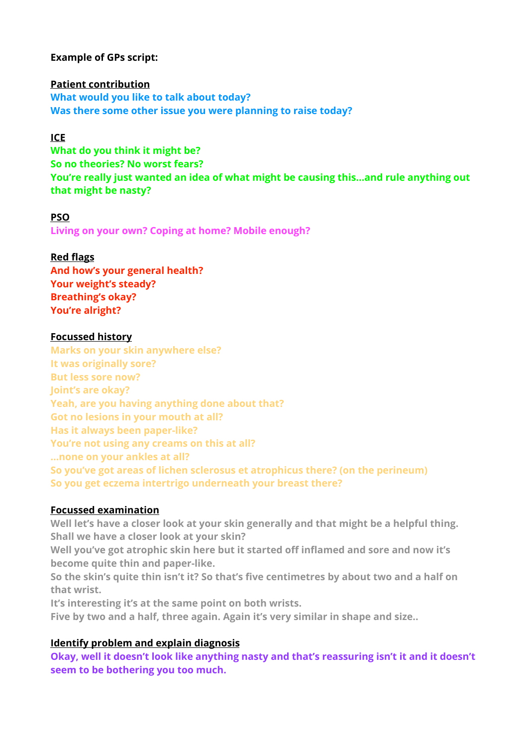**Example of GPs script:**

**Patient contribution**

**What would you like to talk about today?**
**Was there some other issue you were planning to raise today?**

**ICE**

**What do you think it might be?**
**So no theories? No worst fears?**
**You're really just wanted an idea of what might be causing this…and rule anything out that might be nasty?**

**PSO**

**Living on your own? Coping at home? Mobile enough?**

**Red flags**

**And how's your general health?**
**Your weight's steady?**
**Breathing's okay?**
**You're alright?**

**Focussed history**

**Marks on your skin anywhere else?**
**It was originally sore?**
**But less sore now?**
**Joint's are okay?**
**Yeah, are you having anything done about that?**
**Got no lesions in your mouth at all?**
**Has it always been paper-like?**
**You're not using any creams on this at all?**
**…none on your ankles at all?**
**So you've got areas of lichen sclerosus et atrophicus there? (on the perineum)**
**So you get eczema intertrigo underneath your breast there?**

**Focussed examination**

**Well let's have a closer look at your skin generally and that might be a helpful thing.**
**Shall we have a closer look at your skin?**
**Well you've got atrophic skin here but it started off inflamed and sore and now it's become quite thin and paper-like.**
**So the skin's quite thin isn't it? So that's five centimetres by about two and a half on that wrist.**
**It's interesting it's at the same point on both wrists.**
**Five by two and a half, three again. Again it's very similar in shape and size..**

**Identify problem and explain diagnosis**

**Okay, well it doesn't look like anything nasty and that's reassuring isn't it and it doesn't seem to be bothering you too much.**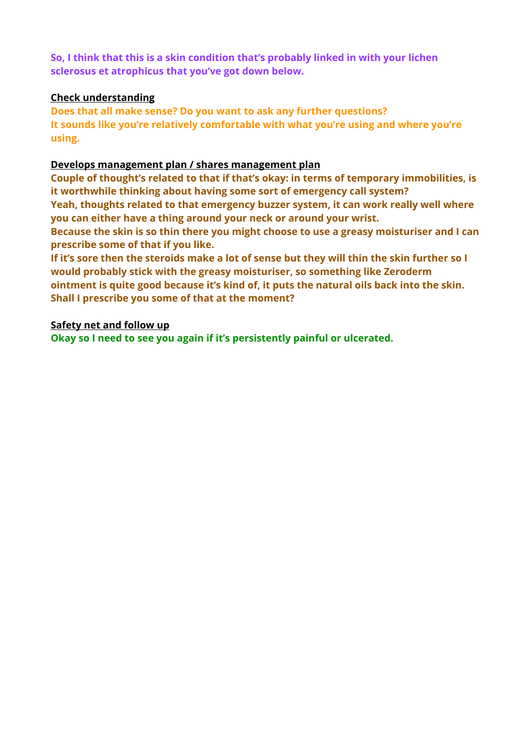**So, I think that this is a skin condition that's probably linked in with your lichen sclerosus et atrophicus that you've got down below.**

**Check understanding**

**Does that all make sense? Do you want to ask any further questions?**
**It sounds like you're relatively comfortable with what you're using and where you're using.**

**Develops management plan / shares management plan**

**Couple of thought's related to that if that's okay: in terms of temporary immobilities, is it worthwhile thinking about having some sort of emergency call system?**
**Yeah, thoughts related to that emergency buzzer system, it can work really well where you can either have a thing around your neck or around your wrist.**
**Because the skin is so thin there you might choose to use a greasy moisturiser and I can prescribe some of that if you like.**
**If it's sore then the steroids make a lot of sense but they will thin the skin further so I would probably stick with the greasy moisturiser, so something like Zeroderm ointment is quite good because it's kind of, it puts the natural oils back into the skin. Shall I prescribe you some of that at the moment?**

**Safety net and follow up**

**Okay so I need to see you again if it's persistently painful or ulcerated.**